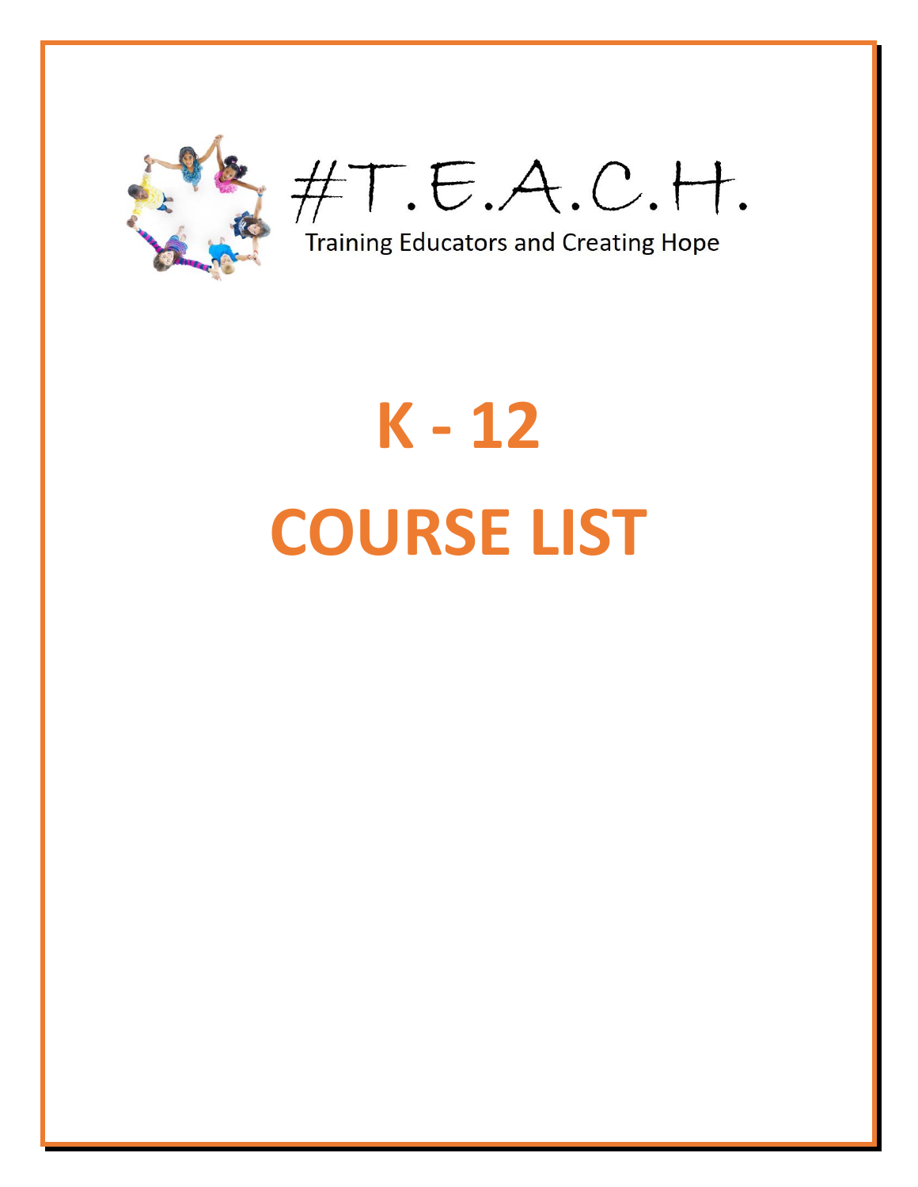# #T.E.A.C.H.

Training Educators and Creating Hope

# K - 12

# COURSE LIST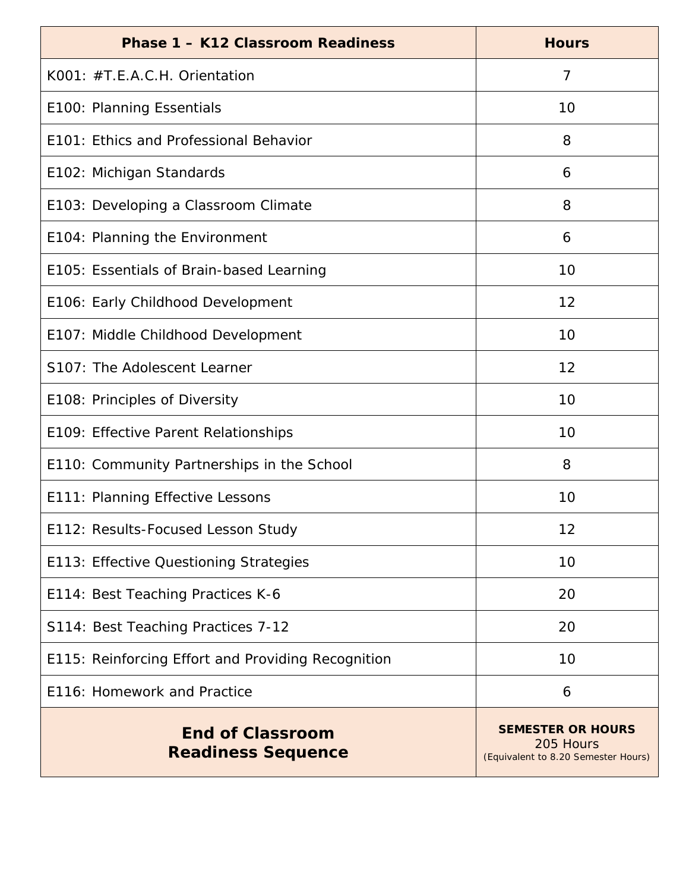| Phase 1 – K12 Classroom Readiness | Hours |
| --- | --- |
| K001: #T.E.A.C.H. Orientation | 7 |
| E100: Planning Essentials | 10 |
| E101: Ethics and Professional Behavior | 8 |
| E102: Michigan Standards | 6 |
| E103: Developing a Classroom Climate | 8 |
| E104: Planning the Environment | 6 |
| E105: Essentials of Brain-based Learning | 10 |
| E106: Early Childhood Development | 12 |
| E107: Middle Childhood Development | 10 |
| S107: The Adolescent Learner | 12 |
| E108: Principles of Diversity | 10 |
| E109: Effective Parent Relationships | 10 |
| E110: Community Partnerships in the School | 8 |
| E111: Planning Effective Lessons | 10 |
| E112: Results-Focused Lesson Study | 12 |
| E113: Effective Questioning Strategies | 10 |
| E114: Best Teaching Practices K-6 | 20 |
| S114: Best Teaching Practices 7-12 | 20 |
| E115: Reinforcing Effort and Providing Recognition | 10 |
| E116: Homework and Practice | 6 |
| **End of Classroom Readiness Sequence** | **SEMESTER OR HOURS** 205 Hours (Equivalent to 8.20 Semester Hours) |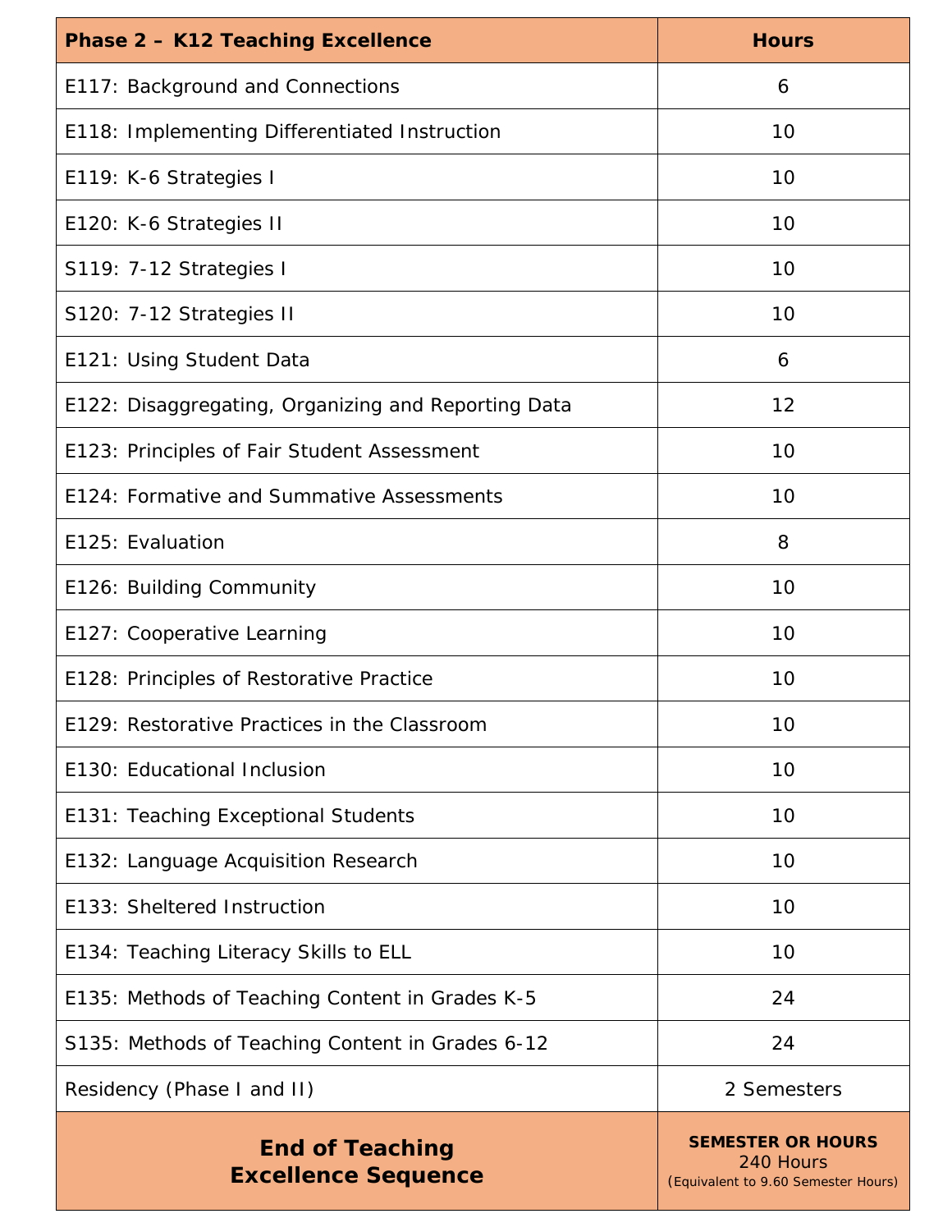| Phase 2 – K12 Teaching Excellence | Hours |
| --- | --- |
| E117: Background and Connections | 6 |
| E118: Implementing Differentiated Instruction | 10 |
| E119: K-6 Strategies I | 10 |
| E120: K-6 Strategies II | 10 |
| S119: 7-12 Strategies I | 10 |
| S120: 7-12 Strategies II | 10 |
| E121: Using Student Data | 6 |
| E122: Disaggregating, Organizing and Reporting Data | 12 |
| E123: Principles of Fair Student Assessment | 10 |
| E124: Formative and Summative Assessments | 10 |
| E125: Evaluation | 8 |
| E126: Building Community | 10 |
| E127: Cooperative Learning | 10 |
| E128: Principles of Restorative Practice | 10 |
| E129: Restorative Practices in the Classroom | 10 |
| E130: Educational Inclusion | 10 |
| E131: Teaching Exceptional Students | 10 |
| E132: Language Acquisition Research | 10 |
| E133: Sheltered Instruction | 10 |
| E134: Teaching Literacy Skills to ELL | 10 |
| E135: Methods of Teaching Content in Grades K-5 | 24 |
| S135: Methods of Teaching Content in Grades 6-12 | 24 |
| Residency (Phase I and II) | 2 Semesters |
| **End of Teaching Excellence Sequence** | **SEMESTER OR HOURS** 240 Hours (Equivalent to 9.60 Semester Hours) |